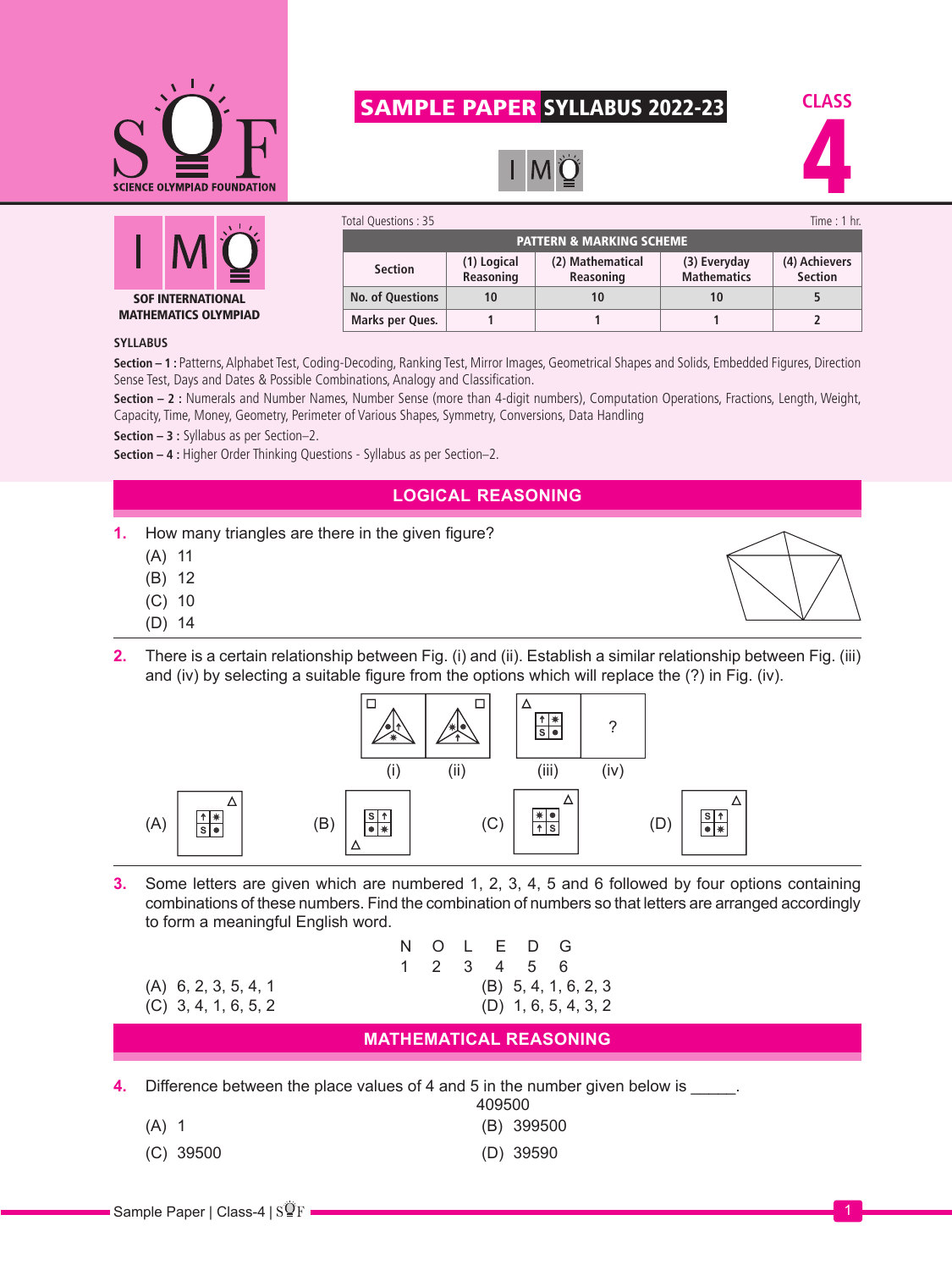# SAMPLE PAPER SYLLABUS 2022-23

CLASS 4

IMO

SOF INTERNATIONAL MATHEMATICS OLYMPIAD

Total Questions : 35 Time : 1 hr.

| PATTERN & MARKING SCHEME | | | | |
|---|---|---|---|---|
| Section | (1) Logical Reasoning | (2) Mathematical Reasoning | (3) Everyday Mathematics | (4) Achievers Section |
| No. of Questions | 10 | 10 | 10 | 5 |
| Marks per Ques. | 1 | 1 | 1 | 2 |

**SYLLABUS**

**Section – 1 :** Patterns, Alphabet Test, Coding-Decoding, Ranking Test, Mirror Images, Geometrical Shapes and Solids, Embedded Figures, Direction Sense Test, Days and Dates & Possible Combinations, Analogy and Classification.

**Section – 2 :** Numerals and Number Names, Number Sense (more than 4-digit numbers), Computation Operations, Fractions, Length, Weight, Capacity, Time, Money, Geometry, Perimeter of Various Shapes, Symmetry, Conversions, Data Handling

**Section – 3 :** Syllabus as per Section–2.

**Section – 4 :** Higher Order Thinking Questions - Syllabus as per Section–2.

## LOGICAL REASONING

**1.** How many triangles are there in the given figure?

(A) 11
(B) 12
(C) 10
(D) 14

**2.** There is a certain relationship between Fig. (i) and (ii). Establish a similar relationship between Fig. (iii) and (iv) by selecting a suitable figure from the options which will replace the (?) in Fig. (iv).

(i) (ii) (iii) (iv)

(A) (B) (C) (D)

**3.** Some letters are given which are numbered 1, 2, 3, 4, 5 and 6 followed by four options containing combinations of these numbers. Find the combination of numbers so that letters are arranged accordingly to form a meaningful English word.

| N | O | L | E | D | G |
|---|---|---|---|---|---|
| 1 | 2 | 3 | 4 | 5 | 6 |

(A) 6, 2, 3, 5, 4, 1
(B) 5, 4, 1, 6, 2, 3
(C) 3, 4, 1, 6, 5, 2
(D) 1, 6, 5, 4, 3, 2

## MATHEMATICAL REASONING

**4.** Difference between the place values of 4 and 5 in the number given below is _____.

409500

(A) 1
(B) 399500
(C) 39500
(D) 39590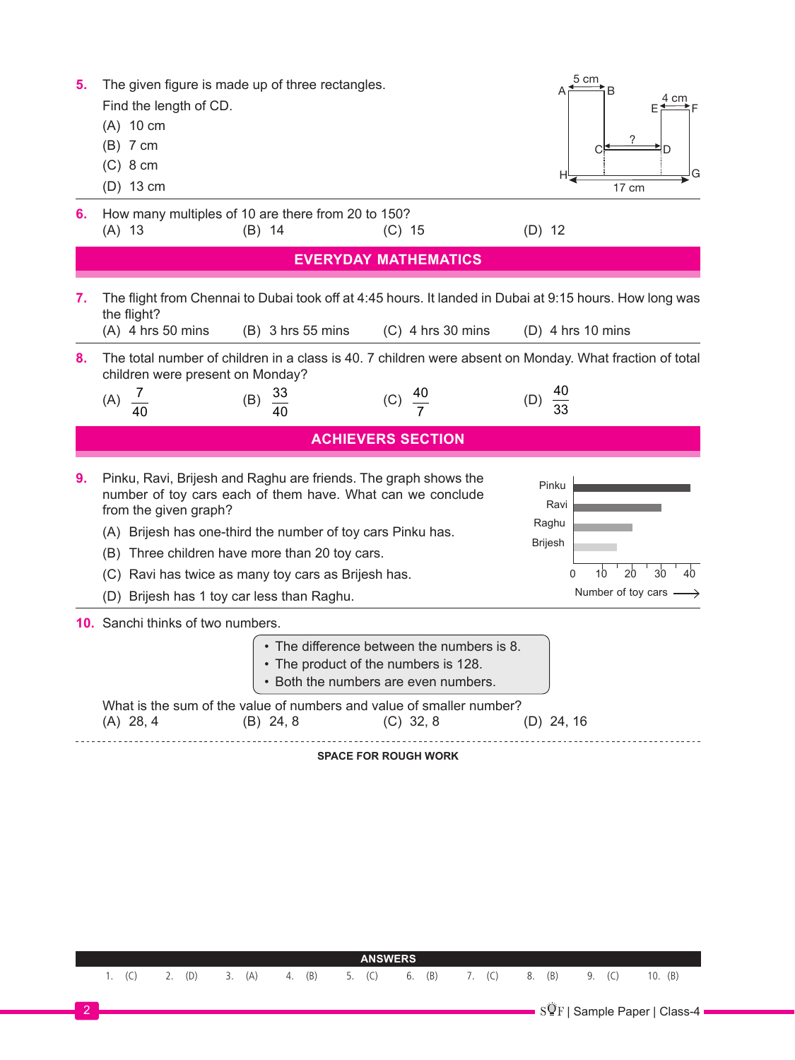**5.** The given figure is made up of three rectangles. Find the length of CD.

(A) 10 cm
(B) 7 cm
(C) 8 cm
(D) 13 cm

5 cm
A B
4 cm
E F
?
C D
H G
17 cm

**6.** How many multiples of 10 are there from 20 to 150?

(A) 13 (B) 14 (C) 15 (D) 12

## EVERYDAY MATHEMATICS

**7.** The flight from Chennai to Dubai took off at 4:45 hours. It landed in Dubai at 9:15 hours. How long was the flight?

(A) 4 hrs 50 mins (B) 3 hrs 55 mins (C) 4 hrs 30 mins (D) 4 hrs 10 mins

**8.** The total number of children in a class is 40. 7 children were absent on Monday. What fraction of total children were present on Monday?

(A) $\frac{7}{40}$ (B) $\frac{33}{40}$ (C) $\frac{40}{7}$ (D) $\frac{40}{33}$

## ACHIEVERS SECTION

**9.** Pinku, Ravi, Brijesh and Raghu are friends. The graph shows the number of toy cars each of them have. What can we conclude from the given graph?

(A) Brijesh has one-third the number of toy cars Pinku has.
(B) Three children have more than 20 toy cars.
(C) Ravi has twice as many toy cars as Brijesh has.
(D) Brijesh has 1 toy car less than Raghu.

Pinku
Ravi
Raghu
Brijesh
0 10 20 30 40
Number of toy cars ⟶

**10.** Sanchi thinks of two numbers.

- The difference between the numbers is 8.
- The product of the numbers is 128.
- Both the numbers are even numbers.

What is the sum of the value of numbers and value of smaller number?

(A) 28, 4 (B) 24, 8 (C) 32, 8 (D) 24, 16

SPACE FOR ROUGH WORK

**ANSWERS**

1. (C) 2. (D) 3. (A) 4. (B) 5. (C) 6. (B) 7. (C) 8. (B) 9. (C) 10. (B)